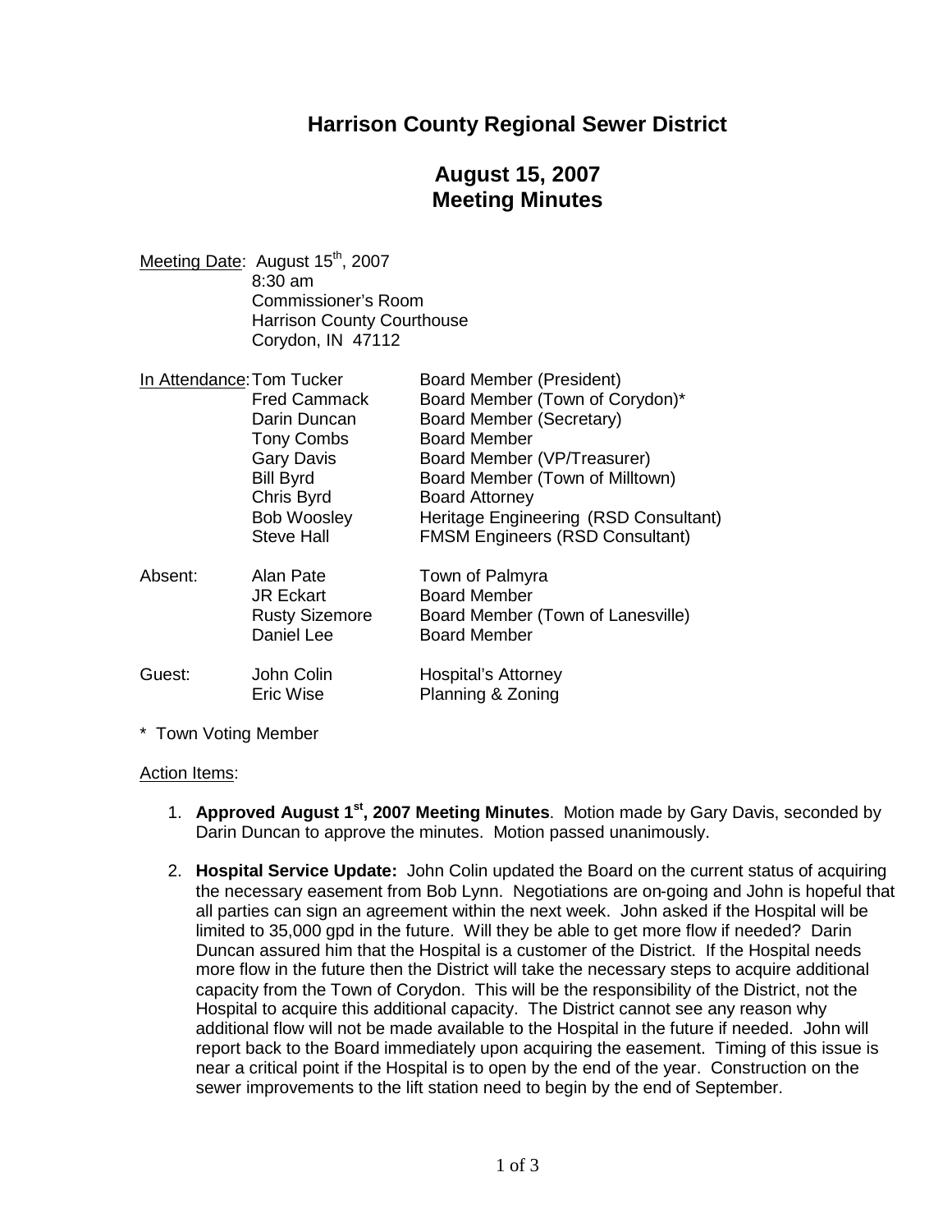# Harrison County Regional Sewer District

## August 15, 2007
## Meeting Minutes

Meeting Date: August 15th, 2007
8:30 am
Commissioner's Room
Harrison County Courthouse
Corydon, IN 47112

| | | |
|---|---|---|
| In Attendance: | Tom Tucker | Board Member (President) |
| | Fred Cammack | Board Member (Town of Corydon)* |
| | Darin Duncan | Board Member (Secretary) |
| | Tony Combs | Board Member |
| | Gary Davis | Board Member (VP/Treasurer) |
| | Bill Byrd | Board Member (Town of Milltown) |
| | Chris Byrd | Board Attorney |
| | Bob Woosley | Heritage Engineering (RSD Consultant) |
| | Steve Hall | FMSM Engineers (RSD Consultant) |
| Absent: | Alan Pate | Town of Palmyra |
| | JR Eckart | Board Member |
| | Rusty Sizemore | Board Member (Town of Lanesville) |
| | Daniel Lee | Board Member |
| Guest: | John Colin | Hospital's Attorney |
| | Eric Wise | Planning & Zoning |

\* Town Voting Member

Action Items:

1. **Approved August 1st, 2007 Meeting Minutes**. Motion made by Gary Davis, seconded by Darin Duncan to approve the minutes. Motion passed unanimously.

2. **Hospital Service Update:** John Colin updated the Board on the current status of acquiring the necessary easement from Bob Lynn. Negotiations are on-going and John is hopeful that all parties can sign an agreement within the next week. John asked if the Hospital will be limited to 35,000 gpd in the future. Will they be able to get more flow if needed? Darin Duncan assured him that the Hospital is a customer of the District. If the Hospital needs more flow in the future then the District will take the necessary steps to acquire additional capacity from the Town of Corydon. This will be the responsibility of the District, not the Hospital to acquire this additional capacity. The District cannot see any reason why additional flow will not be made available to the Hospital in the future if needed. John will report back to the Board immediately upon acquiring the easement. Timing of this issue is near a critical point if the Hospital is to open by the end of the year. Construction on the sewer improvements to the lift station need to begin by the end of September.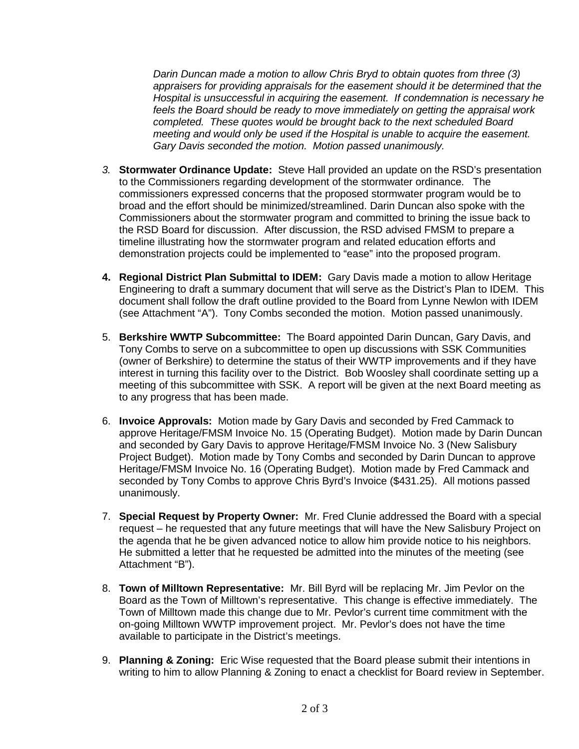*Darin Duncan made a motion to allow Chris Bryd to obtain quotes from three (3) appraisers for providing appraisals for the easement should it be determined that the Hospital is unsuccessful in acquiring the easement. If condemnation is necessary he feels the Board should be ready to move immediately on getting the appraisal work completed. These quotes would be brought back to the next scheduled Board meeting and would only be used if the Hospital is unable to acquire the easement. Gary Davis seconded the motion. Motion passed unanimously.*

3. **Stormwater Ordinance Update:** Steve Hall provided an update on the RSD's presentation to the Commissioners regarding development of the stormwater ordinance. The commissioners expressed concerns that the proposed stormwater program would be to broad and the effort should be minimized/streamlined. Darin Duncan also spoke with the Commissioners about the stormwater program and committed to brining the issue back to the RSD Board for discussion. After discussion, the RSD advised FMSM to prepare a timeline illustrating how the stormwater program and related education efforts and demonstration projects could be implemented to "ease" into the proposed program.

4. **Regional District Plan Submittal to IDEM:** Gary Davis made a motion to allow Heritage Engineering to draft a summary document that will serve as the District's Plan to IDEM. This document shall follow the draft outline provided to the Board from Lynne Newlon with IDEM (see Attachment "A"). Tony Combs seconded the motion. Motion passed unanimously.

5. **Berkshire WWTP Subcommittee:** The Board appointed Darin Duncan, Gary Davis, and Tony Combs to serve on a subcommittee to open up discussions with SSK Communities (owner of Berkshire) to determine the status of their WWTP improvements and if they have interest in turning this facility over to the District. Bob Woosley shall coordinate setting up a meeting of this subcommittee with SSK. A report will be given at the next Board meeting as to any progress that has been made.

6. **Invoice Approvals:** Motion made by Gary Davis and seconded by Fred Cammack to approve Heritage/FMSM Invoice No. 15 (Operating Budget). Motion made by Darin Duncan and seconded by Gary Davis to approve Heritage/FMSM Invoice No. 3 (New Salisbury Project Budget). Motion made by Tony Combs and seconded by Darin Duncan to approve Heritage/FMSM Invoice No. 16 (Operating Budget). Motion made by Fred Cammack and seconded by Tony Combs to approve Chris Byrd's Invoice ($431.25). All motions passed unanimously.

7. **Special Request by Property Owner:** Mr. Fred Clunie addressed the Board with a special request – he requested that any future meetings that will have the New Salisbury Project on the agenda that he be given advanced notice to allow him provide notice to his neighbors. He submitted a letter that he requested be admitted into the minutes of the meeting (see Attachment "B").

8. **Town of Milltown Representative:** Mr. Bill Byrd will be replacing Mr. Jim Pevlor on the Board as the Town of Milltown's representative. This change is effective immediately. The Town of Milltown made this change due to Mr. Pevlor's current time commitment with the on-going Milltown WWTP improvement project. Mr. Pevlor's does not have the time available to participate in the District's meetings.

9. **Planning & Zoning:** Eric Wise requested that the Board please submit their intentions in writing to him to allow Planning & Zoning to enact a checklist for Board review in September.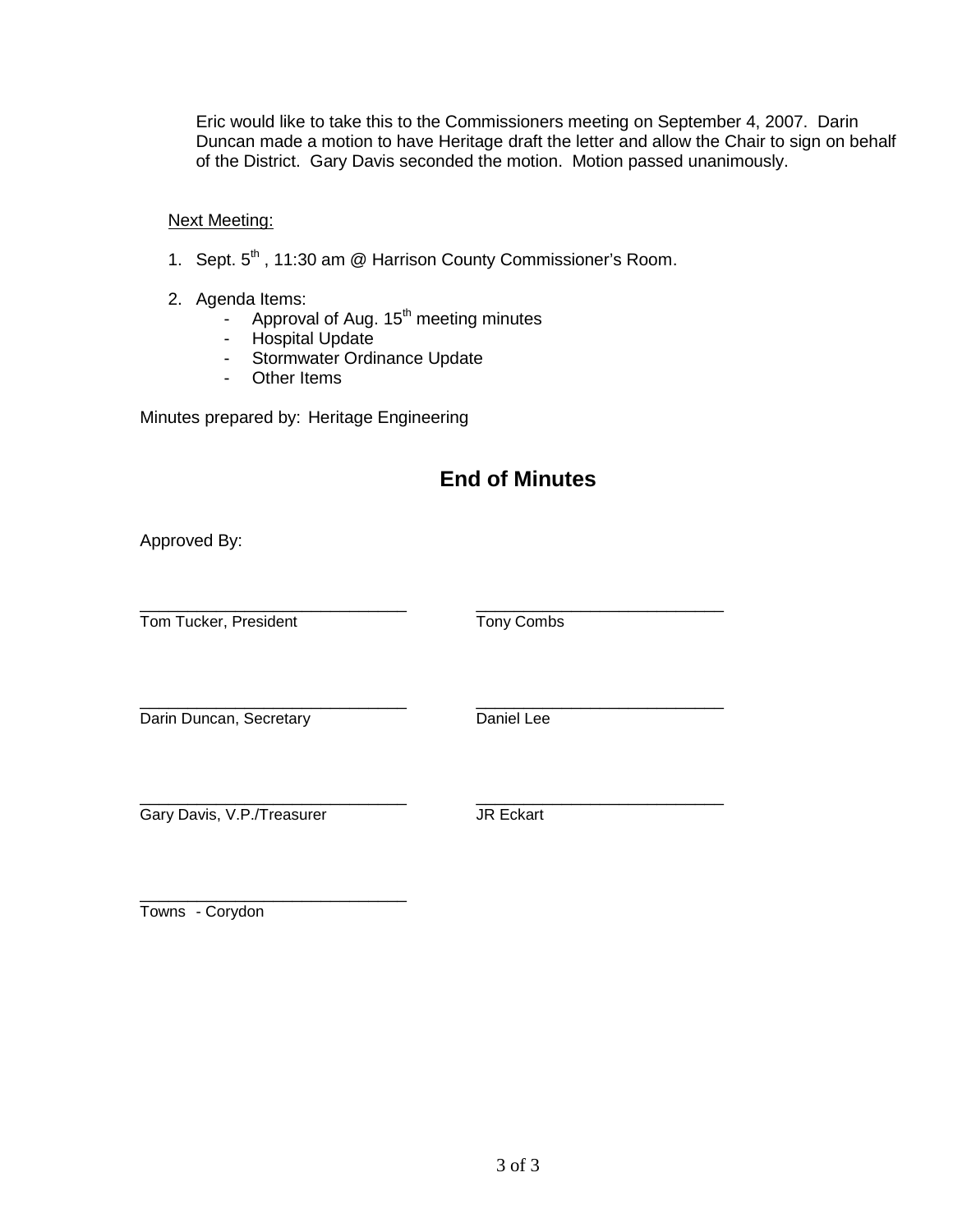Eric would like to take this to the Commissioners meeting on September 4, 2007. Darin Duncan made a motion to have Heritage draft the letter and allow the Chair to sign on behalf of the District. Gary Davis seconded the motion. Motion passed unanimously.

Next Meeting:

1. Sept. 5th , 11:30 am @ Harrison County Commissioner's Room.

2. Agenda Items:
   - Approval of Aug. 15th meeting minutes
   - Hospital Update
   - Stormwater Ordinance Update
   - Other Items

Minutes prepared by: Heritage Engineering

## End of Minutes

Approved By:

| | |
|---|---|
| ______________________________ | ______________________________ |
| Tom Tucker, President | Tony Combs |
| ______________________________ | ______________________________ |
| Darin Duncan, Secretary | Daniel Lee |
| ______________________________ | ______________________________ |
| Gary Davis, V.P./Treasurer | JR Eckart |
| ______________________________ | |
| Towns - Corydon | |